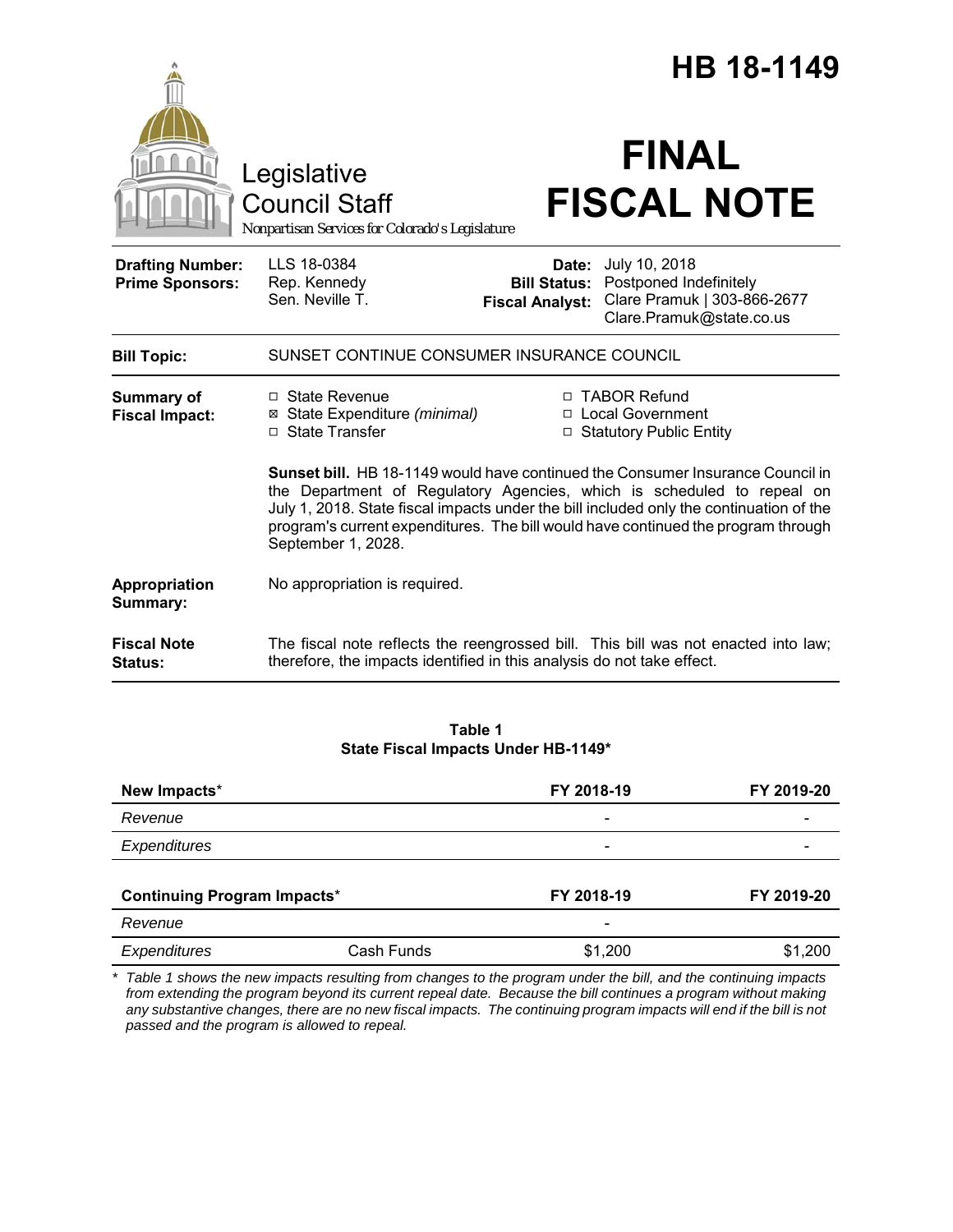# HB 18-1149

Legislative Council Staff

*Nonpartisan Services for Colorado's Legislature*

# FINAL FISCAL NOTE

| | | | |
|---|---|---|---|
| **Drafting Number:** | LLS 18-0384 | **Date:** | July 10, 2018 |
| **Prime Sponsors:** | Rep. Kennedy<br>Sen. Neville T. | **Bill Status:** | Postponed Indefinitely |
| | | **Fiscal Analyst:** | Clare Pramuk \| 303-866-2677<br>Clare.Pramuk@state.co.us |

**Bill Topic:** SUNSET CONTINUE CONSUMER INSURANCE COUNCIL

**Summary of Fiscal Impact:**

- □ State Revenue
- ⊠ State Expenditure *(minimal)*
- □ State Transfer
- □ TABOR Refund
- □ Local Government
- □ Statutory Public Entity

**Sunset bill.** HB 18-1149 would have continued the Consumer Insurance Council in the Department of Regulatory Agencies, which is scheduled to repeal on July 1, 2018. State fiscal impacts under the bill included only the continuation of the program's current expenditures. The bill would have continued the program through September 1, 2028.

**Appropriation Summary:** No appropriation is required.

**Fiscal Note Status:** The fiscal note reflects the reengrossed bill. This bill was not enacted into law; therefore, the impacts identified in this analysis do not take effect.

**Table 1**
**State Fiscal Impacts Under HB-1149***

| **New Impacts*** | | **FY 2018-19** | **FY 2019-20** |
|---|---|---|---|
| *Revenue* | | - | - |
| *Expenditures* | | - | - |
| **Continuing Program Impacts*** | | **FY 2018-19** | **FY 2019-20** |
| *Revenue* | | - | |
| *Expenditures* | Cash Funds | $1,200 | $1,200 |

\* *Table 1 shows the new impacts resulting from changes to the program under the bill, and the continuing impacts from extending the program beyond its current repeal date. Because the bill continues a program without making any substantive changes, there are no new fiscal impacts. The continuing program impacts will end if the bill is not passed and the program is allowed to repeal.*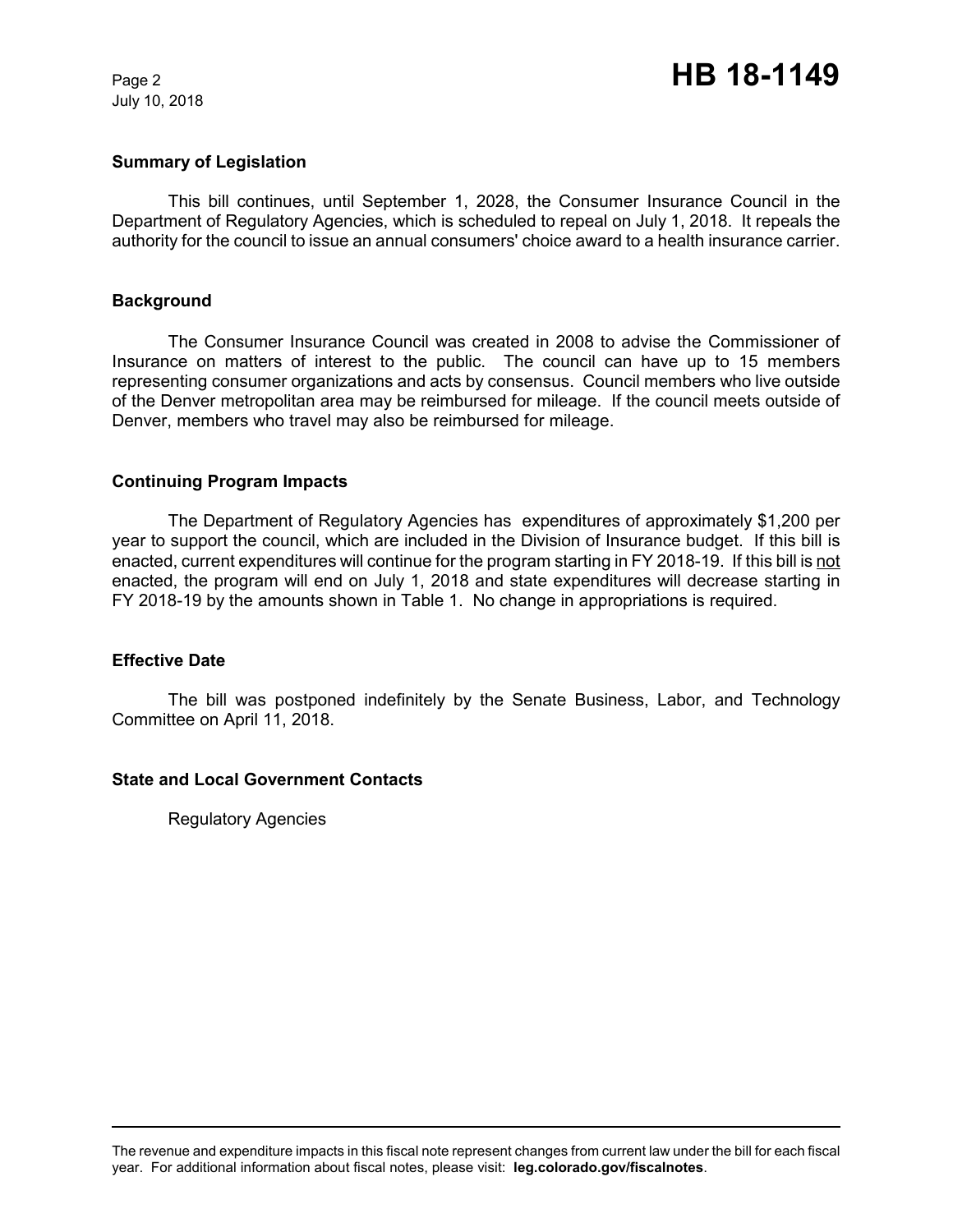## Summary of Legislation

This bill continues, until September 1, 2028, the Consumer Insurance Council in the Department of Regulatory Agencies, which is scheduled to repeal on July 1, 2018. It repeals the authority for the council to issue an annual consumers' choice award to a health insurance carrier.

## Background

The Consumer Insurance Council was created in 2008 to advise the Commissioner of Insurance on matters of interest to the public. The council can have up to 15 members representing consumer organizations and acts by consensus. Council members who live outside of the Denver metropolitan area may be reimbursed for mileage. If the council meets outside of Denver, members who travel may also be reimbursed for mileage.

## Continuing Program Impacts

The Department of Regulatory Agencies has expenditures of approximately $1,200 per year to support the council, which are included in the Division of Insurance budget. If this bill is enacted, current expenditures will continue for the program starting in FY 2018-19. If this bill is not enacted, the program will end on July 1, 2018 and state expenditures will decrease starting in FY 2018-19 by the amounts shown in Table 1. No change in appropriations is required.

## Effective Date

The bill was postponed indefinitely by the Senate Business, Labor, and Technology Committee on April 11, 2018.

## State and Local Government Contacts

Regulatory Agencies

The revenue and expenditure impacts in this fiscal note represent changes from current law under the bill for each fiscal year. For additional information about fiscal notes, please visit: **leg.colorado.gov/fiscalnotes**.